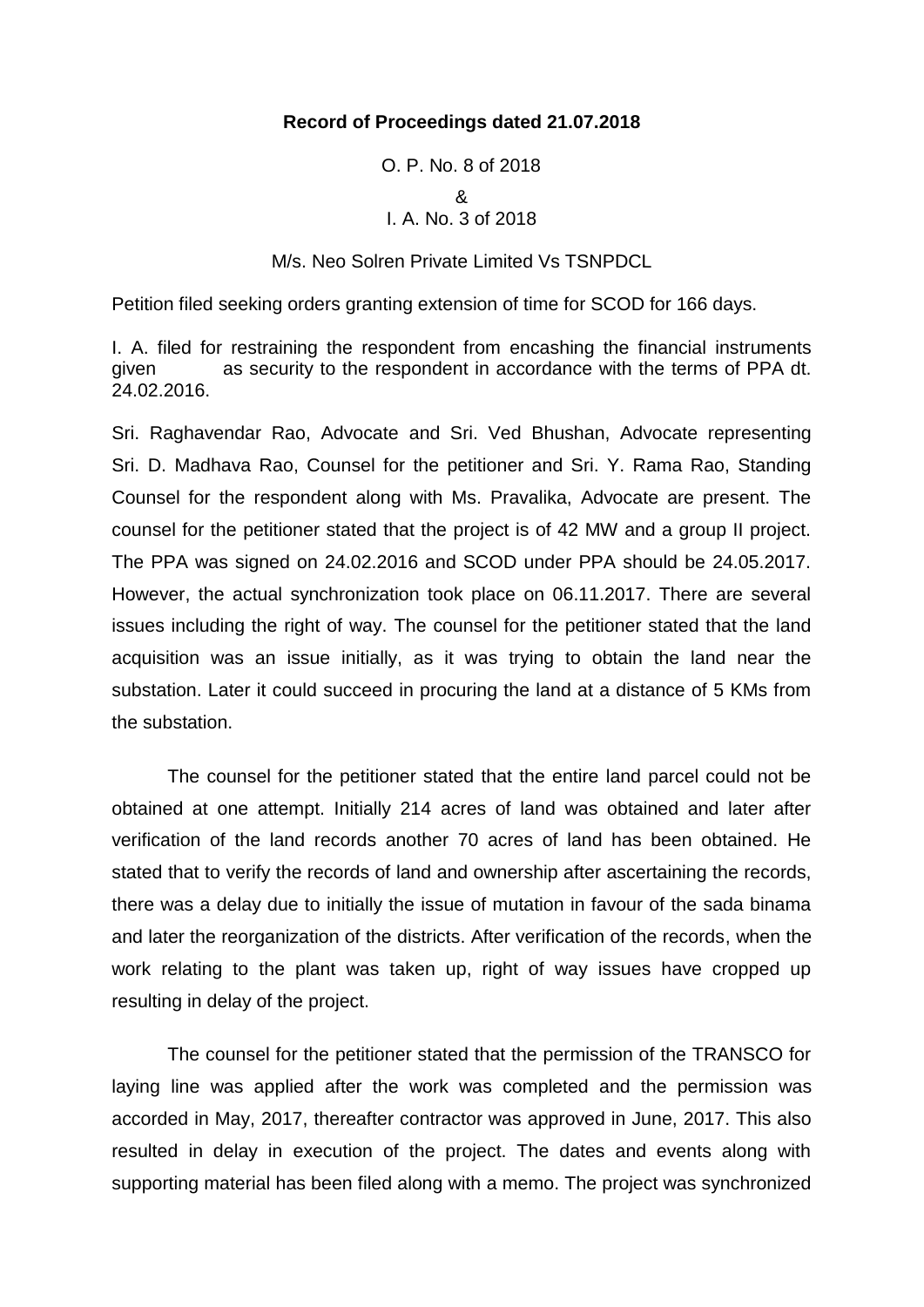**Record of Proceedings dated 21.07.2018**

O. P. No. 8 of 2018

&

I. A. No. 3 of 2018

M/s. Neo Solren Private Limited Vs TSNPDCL

Petition filed seeking orders granting extension of time for SCOD for 166 days.

I. A. filed for restraining the respondent from encashing the financial instruments given as security to the respondent in accordance with the terms of PPA dt. 24.02.2016.

Sri. Raghavendar Rao, Advocate and Sri. Ved Bhushan, Advocate representing Sri. D. Madhava Rao, Counsel for the petitioner and Sri. Y. Rama Rao, Standing Counsel for the respondent along with Ms. Pravalika, Advocate are present. The counsel for the petitioner stated that the project is of 42 MW and a group II project. The PPA was signed on 24.02.2016 and SCOD under PPA should be 24.05.2017. However, the actual synchronization took place on 06.11.2017. There are several issues including the right of way. The counsel for the petitioner stated that the land acquisition was an issue initially, as it was trying to obtain the land near the substation. Later it could succeed in procuring the land at a distance of 5 KMs from the substation.

The counsel for the petitioner stated that the entire land parcel could not be obtained at one attempt. Initially 214 acres of land was obtained and later after verification of the land records another 70 acres of land has been obtained. He stated that to verify the records of land and ownership after ascertaining the records, there was a delay due to initially the issue of mutation in favour of the sada binama and later the reorganization of the districts. After verification of the records, when the work relating to the plant was taken up, right of way issues have cropped up resulting in delay of the project.

The counsel for the petitioner stated that the permission of the TRANSCO for laying line was applied after the work was completed and the permission was accorded in May, 2017, thereafter contractor was approved in June, 2017. This also resulted in delay in execution of the project. The dates and events along with supporting material has been filed along with a memo. The project was synchronized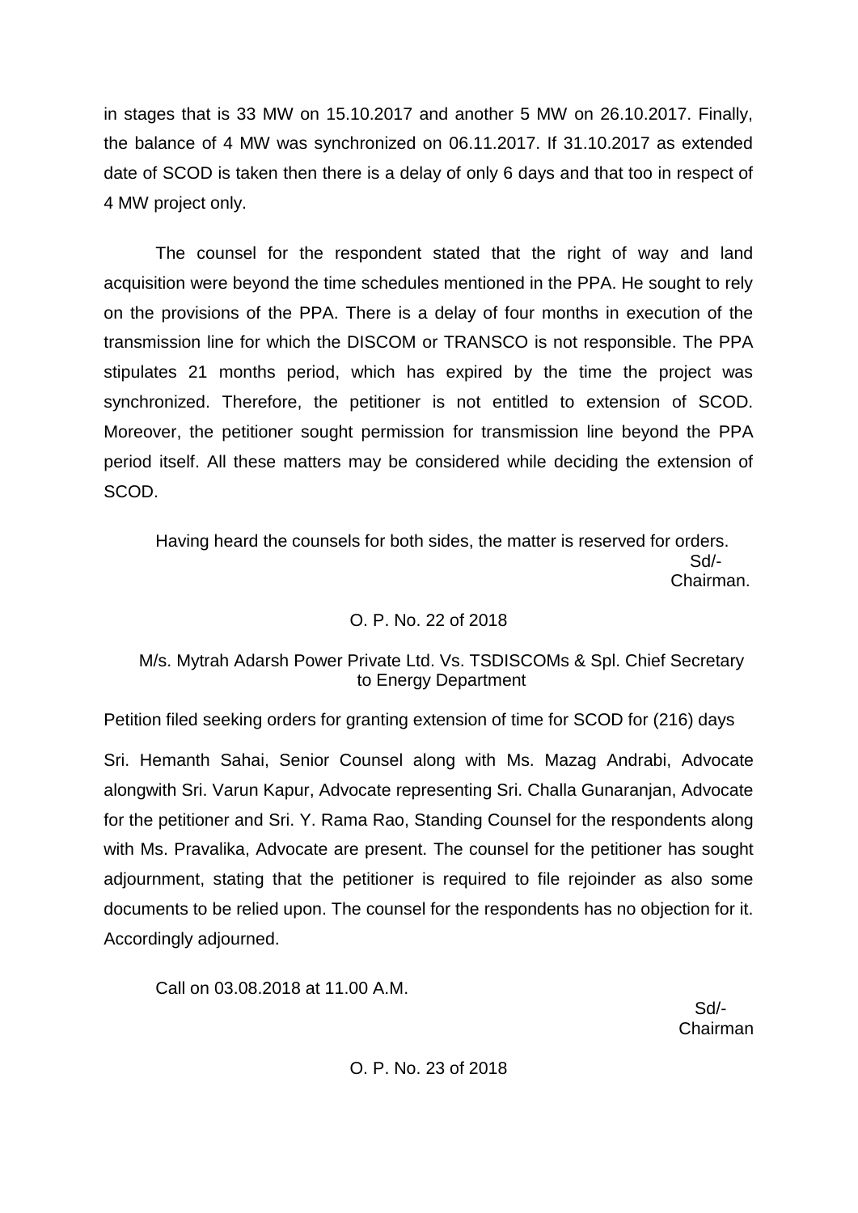in stages that is 33 MW on 15.10.2017 and another 5 MW on 26.10.2017. Finally, the balance of 4 MW was synchronized on 06.11.2017. If 31.10.2017 as extended date of SCOD is taken then there is a delay of only 6 days and that too in respect of 4 MW project only.

The counsel for the respondent stated that the right of way and land acquisition were beyond the time schedules mentioned in the PPA. He sought to rely on the provisions of the PPA. There is a delay of four months in execution of the transmission line for which the DISCOM or TRANSCO is not responsible. The PPA stipulates 21 months period, which has expired by the time the project was synchronized. Therefore, the petitioner is not entitled to extension of SCOD. Moreover, the petitioner sought permission for transmission line beyond the PPA period itself. All these matters may be considered while deciding the extension of SCOD.

Having heard the counsels for both sides, the matter is reserved for orders.

Sd/-
Chairman.

O. P. No. 22 of 2018

M/s. Mytrah Adarsh Power Private Ltd. Vs. TSDISCOMs & Spl. Chief Secretary to Energy Department

Petition filed seeking orders for granting extension of time for SCOD for (216) days

Sri. Hemanth Sahai, Senior Counsel along with Ms. Mazag Andrabi, Advocate alongwith Sri. Varun Kapur, Advocate representing Sri. Challa Gunaranjan, Advocate for the petitioner and Sri. Y. Rama Rao, Standing Counsel for the respondents along with Ms. Pravalika, Advocate are present. The counsel for the petitioner has sought adjournment, stating that the petitioner is required to file rejoinder as also some documents to be relied upon. The counsel for the respondents has no objection for it. Accordingly adjourned.

Call on 03.08.2018 at 11.00 A.M.

Sd/-
Chairman

O. P. No. 23 of 2018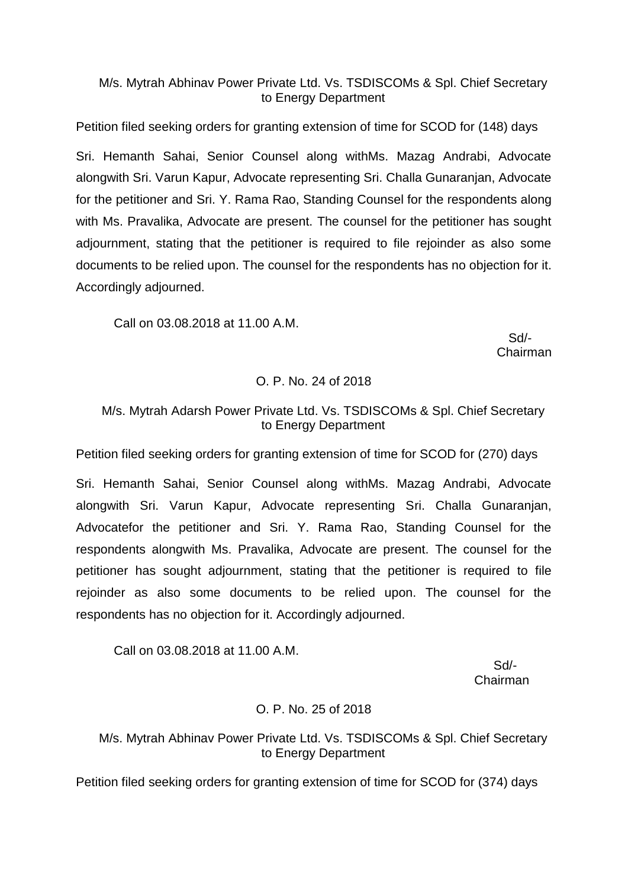M/s. Mytrah Abhinav Power Private Ltd. Vs. TSDISCOMs & Spl. Chief Secretary to Energy Department

Petition filed seeking orders for granting extension of time for SCOD for (148) days

Sri. Hemanth Sahai, Senior Counsel along withMs. Mazag Andrabi, Advocate alongwith Sri. Varun Kapur, Advocate representing Sri. Challa Gunaranjan, Advocate for the petitioner and Sri. Y. Rama Rao, Standing Counsel for the respondents along with Ms. Pravalika, Advocate are present. The counsel for the petitioner has sought adjournment, stating that the petitioner is required to file rejoinder as also some documents to be relied upon. The counsel for the respondents has no objection for it. Accordingly adjourned.

Call on 03.08.2018 at 11.00 A.M.

Sd/-
Chairman

O. P. No. 24 of 2018

M/s. Mytrah Adarsh Power Private Ltd. Vs. TSDISCOMs & Spl. Chief Secretary to Energy Department

Petition filed seeking orders for granting extension of time for SCOD for (270) days

Sri. Hemanth Sahai, Senior Counsel along withMs. Mazag Andrabi, Advocate alongwith Sri. Varun Kapur, Advocate representing Sri. Challa Gunaranjan, Advocatefor the petitioner and Sri. Y. Rama Rao, Standing Counsel for the respondents alongwith Ms. Pravalika, Advocate are present. The counsel for the petitioner has sought adjournment, stating that the petitioner is required to file rejoinder as also some documents to be relied upon. The counsel for the respondents has no objection for it. Accordingly adjourned.

Call on 03.08.2018 at 11.00 A.M.

Sd/-
Chairman

O. P. No. 25 of 2018

M/s. Mytrah Abhinav Power Private Ltd. Vs. TSDISCOMs & Spl. Chief Secretary to Energy Department

Petition filed seeking orders for granting extension of time for SCOD for (374) days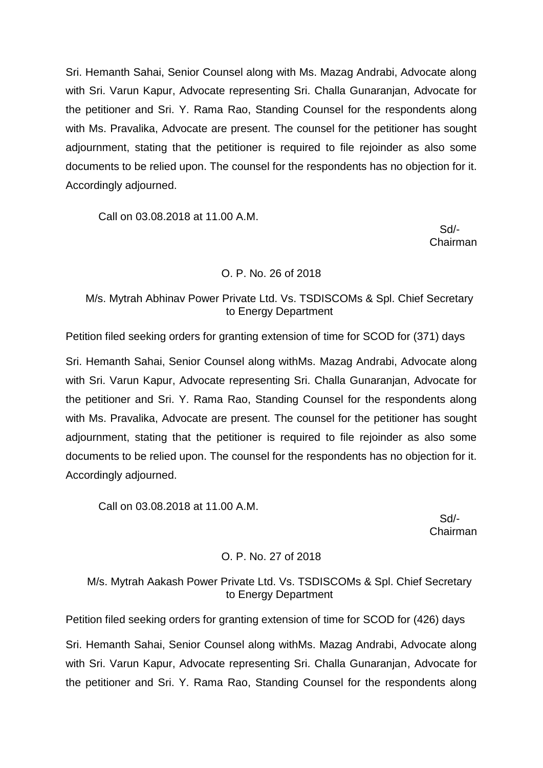Sri. Hemanth Sahai, Senior Counsel along with Ms. Mazag Andrabi, Advocate along with Sri. Varun Kapur, Advocate representing Sri. Challa Gunaranjan, Advocate for the petitioner and Sri. Y. Rama Rao, Standing Counsel for the respondents along with Ms. Pravalika, Advocate are present. The counsel for the petitioner has sought adjournment, stating that the petitioner is required to file rejoinder as also some documents to be relied upon. The counsel for the respondents has no objection for it. Accordingly adjourned.

Call on 03.08.2018 at 11.00 A.M.

Sd/-
Chairman

O. P. No. 26 of 2018

M/s. Mytrah Abhinav Power Private Ltd. Vs. TSDISCOMs & Spl. Chief Secretary to Energy Department

Petition filed seeking orders for granting extension of time for SCOD for (371) days

Sri. Hemanth Sahai, Senior Counsel along withMs. Mazag Andrabi, Advocate along with Sri. Varun Kapur, Advocate representing Sri. Challa Gunaranjan, Advocate for the petitioner and Sri. Y. Rama Rao, Standing Counsel for the respondents along with Ms. Pravalika, Advocate are present. The counsel for the petitioner has sought adjournment, stating that the petitioner is required to file rejoinder as also some documents to be relied upon. The counsel for the respondents has no objection for it. Accordingly adjourned.

Call on 03.08.2018 at 11.00 A.M.

Sd/-
Chairman

O. P. No. 27 of 2018

M/s. Mytrah Aakash Power Private Ltd. Vs. TSDISCOMs & Spl. Chief Secretary to Energy Department

Petition filed seeking orders for granting extension of time for SCOD for (426) days

Sri. Hemanth Sahai, Senior Counsel along withMs. Mazag Andrabi, Advocate along with Sri. Varun Kapur, Advocate representing Sri. Challa Gunaranjan, Advocate for the petitioner and Sri. Y. Rama Rao, Standing Counsel for the respondents along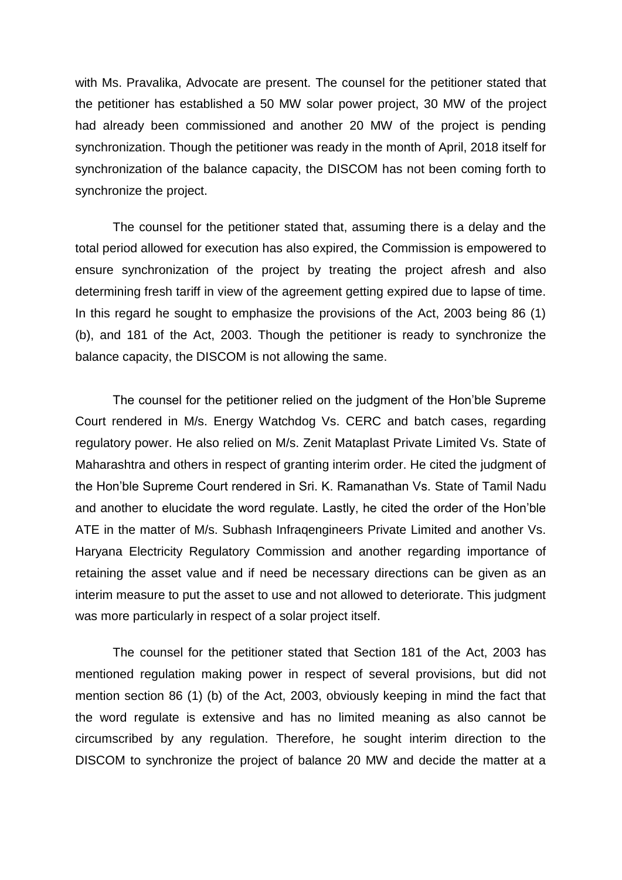with Ms. Pravalika, Advocate are present. The counsel for the petitioner stated that the petitioner has established a 50 MW solar power project, 30 MW of the project had already been commissioned and another 20 MW of the project is pending synchronization. Though the petitioner was ready in the month of April, 2018 itself for synchronization of the balance capacity, the DISCOM has not been coming forth to synchronize the project.

The counsel for the petitioner stated that, assuming there is a delay and the total period allowed for execution has also expired, the Commission is empowered to ensure synchronization of the project by treating the project afresh and also determining fresh tariff in view of the agreement getting expired due to lapse of time. In this regard he sought to emphasize the provisions of the Act, 2003 being 86 (1) (b), and 181 of the Act, 2003. Though the petitioner is ready to synchronize the balance capacity, the DISCOM is not allowing the same.

The counsel for the petitioner relied on the judgment of the Hon'ble Supreme Court rendered in M/s. Energy Watchdog Vs. CERC and batch cases, regarding regulatory power. He also relied on M/s. Zenit Mataplast Private Limited Vs. State of Maharashtra and others in respect of granting interim order. He cited the judgment of the Hon'ble Supreme Court rendered in Sri. K. Ramanathan Vs. State of Tamil Nadu and another to elucidate the word regulate. Lastly, he cited the order of the Hon'ble ATE in the matter of M/s. Subhash Infraqengineers Private Limited and another Vs. Haryana Electricity Regulatory Commission and another regarding importance of retaining the asset value and if need be necessary directions can be given as an interim measure to put the asset to use and not allowed to deteriorate. This judgment was more particularly in respect of a solar project itself.

The counsel for the petitioner stated that Section 181 of the Act, 2003 has mentioned regulation making power in respect of several provisions, but did not mention section 86 (1) (b) of the Act, 2003, obviously keeping in mind the fact that the word regulate is extensive and has no limited meaning as also cannot be circumscribed by any regulation. Therefore, he sought interim direction to the DISCOM to synchronize the project of balance 20 MW and decide the matter at a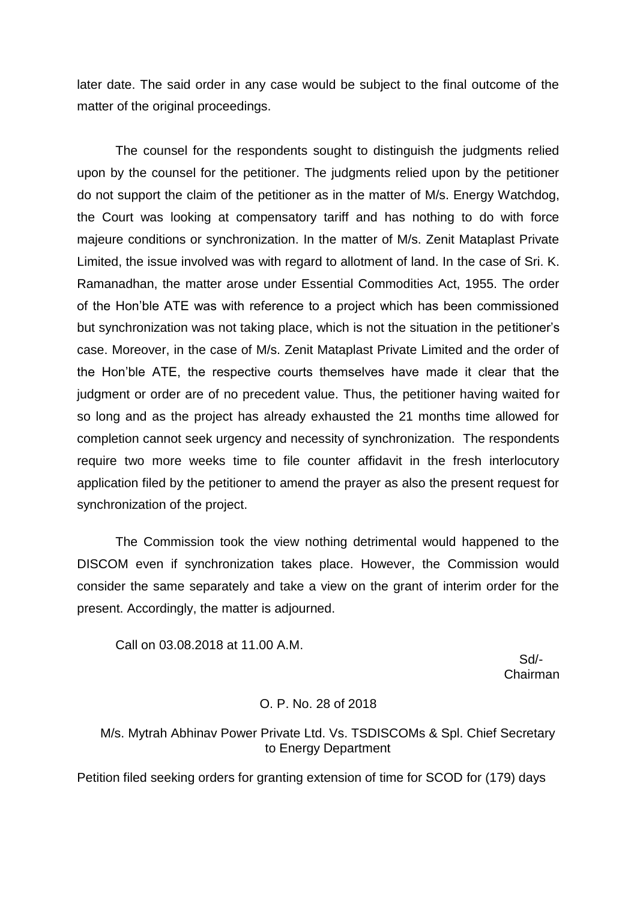later date. The said order in any case would be subject to the final outcome of the matter of the original proceedings.

The counsel for the respondents sought to distinguish the judgments relied upon by the counsel for the petitioner. The judgments relied upon by the petitioner do not support the claim of the petitioner as in the matter of M/s. Energy Watchdog, the Court was looking at compensatory tariff and has nothing to do with force majeure conditions or synchronization. In the matter of M/s. Zenit Mataplast Private Limited, the issue involved was with regard to allotment of land. In the case of Sri. K. Ramanadhan, the matter arose under Essential Commodities Act, 1955. The order of the Hon'ble ATE was with reference to a project which has been commissioned but synchronization was not taking place, which is not the situation in the petitioner's case. Moreover, in the case of M/s. Zenit Mataplast Private Limited and the order of the Hon'ble ATE, the respective courts themselves have made it clear that the judgment or order are of no precedent value. Thus, the petitioner having waited for so long and as the project has already exhausted the 21 months time allowed for completion cannot seek urgency and necessity of synchronization. The respondents require two more weeks time to file counter affidavit in the fresh interlocutory application filed by the petitioner to amend the prayer as also the present request for synchronization of the project.

The Commission took the view nothing detrimental would happened to the DISCOM even if synchronization takes place. However, the Commission would consider the same separately and take a view on the grant of interim order for the present. Accordingly, the matter is adjourned.

Call on 03.08.2018 at 11.00 A.M.

Sd/-
Chairman

O. P. No. 28 of 2018

M/s. Mytrah Abhinav Power Private Ltd. Vs. TSDISCOMs & Spl. Chief Secretary to Energy Department

Petition filed seeking orders for granting extension of time for SCOD for (179) days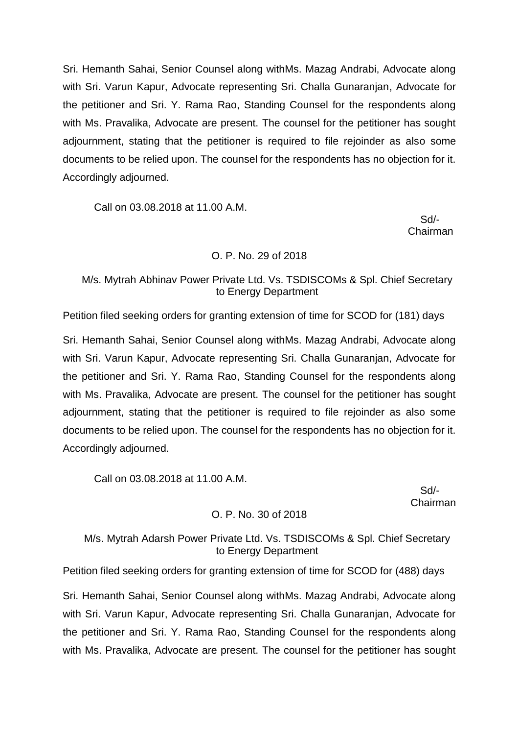Sri. Hemanth Sahai, Senior Counsel along withMs. Mazag Andrabi, Advocate along with Sri. Varun Kapur, Advocate representing Sri. Challa Gunaranjan, Advocate for the petitioner and Sri. Y. Rama Rao, Standing Counsel for the respondents along with Ms. Pravalika, Advocate are present. The counsel for the petitioner has sought adjournment, stating that the petitioner is required to file rejoinder as also some documents to be relied upon. The counsel for the respondents has no objection for it. Accordingly adjourned.

Call on 03.08.2018 at 11.00 A.M.

Sd/-
Chairman

O. P. No. 29 of 2018

M/s. Mytrah Abhinav Power Private Ltd. Vs. TSDISCOMs & Spl. Chief Secretary to Energy Department

Petition filed seeking orders for granting extension of time for SCOD for (181) days

Sri. Hemanth Sahai, Senior Counsel along withMs. Mazag Andrabi, Advocate along with Sri. Varun Kapur, Advocate representing Sri. Challa Gunaranjan, Advocate for the petitioner and Sri. Y. Rama Rao, Standing Counsel for the respondents along with Ms. Pravalika, Advocate are present. The counsel for the petitioner has sought adjournment, stating that the petitioner is required to file rejoinder as also some documents to be relied upon. The counsel for the respondents has no objection for it. Accordingly adjourned.

Call on 03.08.2018 at 11.00 A.M.

Sd/-
Chairman

O. P. No. 30 of 2018

M/s. Mytrah Adarsh Power Private Ltd. Vs. TSDISCOMs & Spl. Chief Secretary to Energy Department

Petition filed seeking orders for granting extension of time for SCOD for (488) days

Sri. Hemanth Sahai, Senior Counsel along withMs. Mazag Andrabi, Advocate along with Sri. Varun Kapur, Advocate representing Sri. Challa Gunaranjan, Advocate for the petitioner and Sri. Y. Rama Rao, Standing Counsel for the respondents along with Ms. Pravalika, Advocate are present. The counsel for the petitioner has sought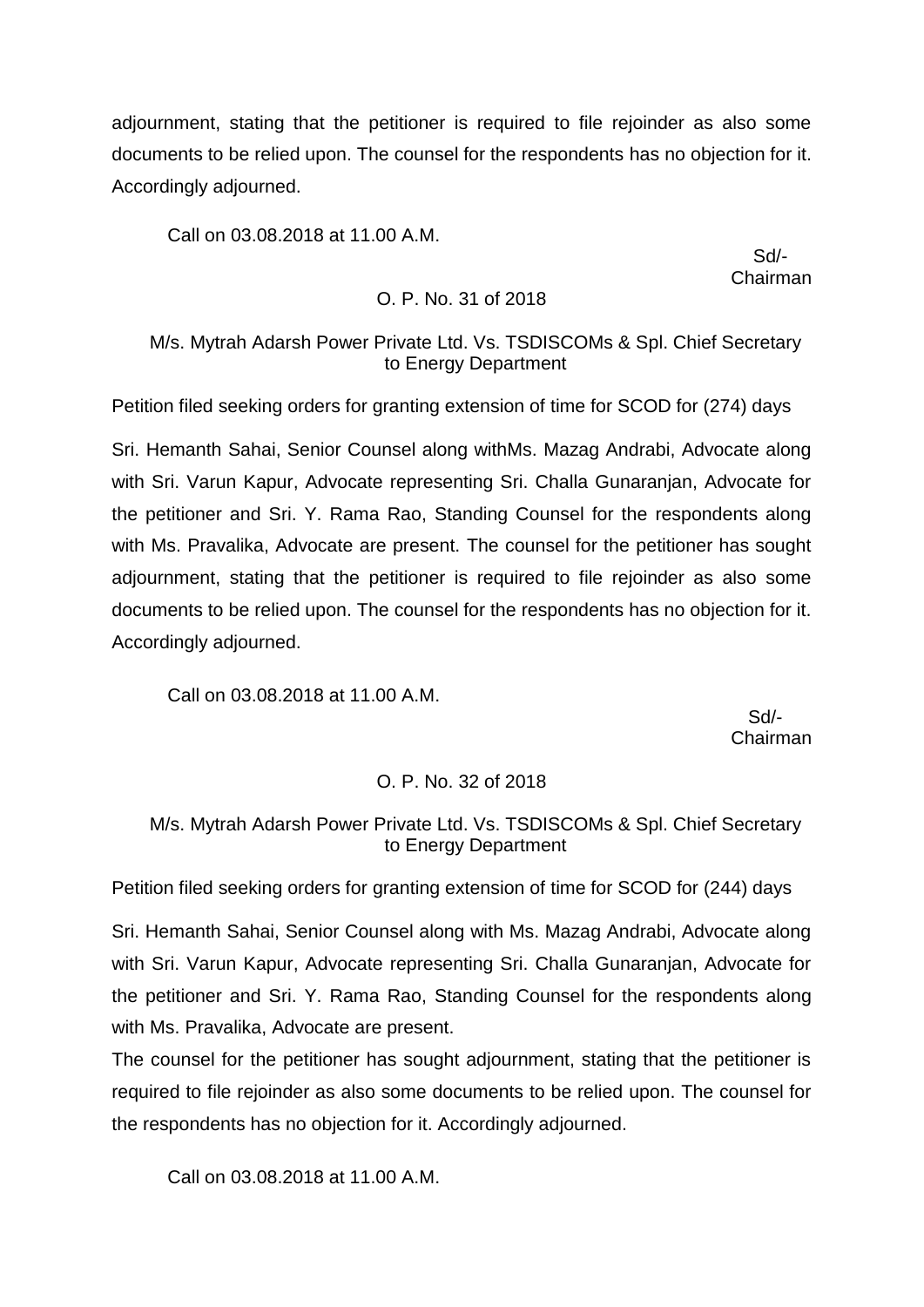adjournment, stating that the petitioner is required to file rejoinder as also some documents to be relied upon. The counsel for the respondents has no objection for it. Accordingly adjourned.

Call on 03.08.2018 at 11.00 A.M.

Sd/-
Chairman

O. P. No. 31 of 2018

M/s. Mytrah Adarsh Power Private Ltd. Vs. TSDISCOMs & Spl. Chief Secretary to Energy Department

Petition filed seeking orders for granting extension of time for SCOD for (274) days

Sri. Hemanth Sahai, Senior Counsel along withMs. Mazag Andrabi, Advocate along with Sri. Varun Kapur, Advocate representing Sri. Challa Gunaranjan, Advocate for the petitioner and Sri. Y. Rama Rao, Standing Counsel for the respondents along with Ms. Pravalika, Advocate are present. The counsel for the petitioner has sought adjournment, stating that the petitioner is required to file rejoinder as also some documents to be relied upon. The counsel for the respondents has no objection for it. Accordingly adjourned.

Call on 03.08.2018 at 11.00 A.M.

Sd/-
Chairman

O. P. No. 32 of 2018

M/s. Mytrah Adarsh Power Private Ltd. Vs. TSDISCOMs & Spl. Chief Secretary to Energy Department

Petition filed seeking orders for granting extension of time for SCOD for (244) days

Sri. Hemanth Sahai, Senior Counsel along with Ms. Mazag Andrabi, Advocate along with Sri. Varun Kapur, Advocate representing Sri. Challa Gunaranjan, Advocate for the petitioner and Sri. Y. Rama Rao, Standing Counsel for the respondents along with Ms. Pravalika, Advocate are present.

The counsel for the petitioner has sought adjournment, stating that the petitioner is required to file rejoinder as also some documents to be relied upon. The counsel for the respondents has no objection for it. Accordingly adjourned.

Call on 03.08.2018 at 11.00 A.M.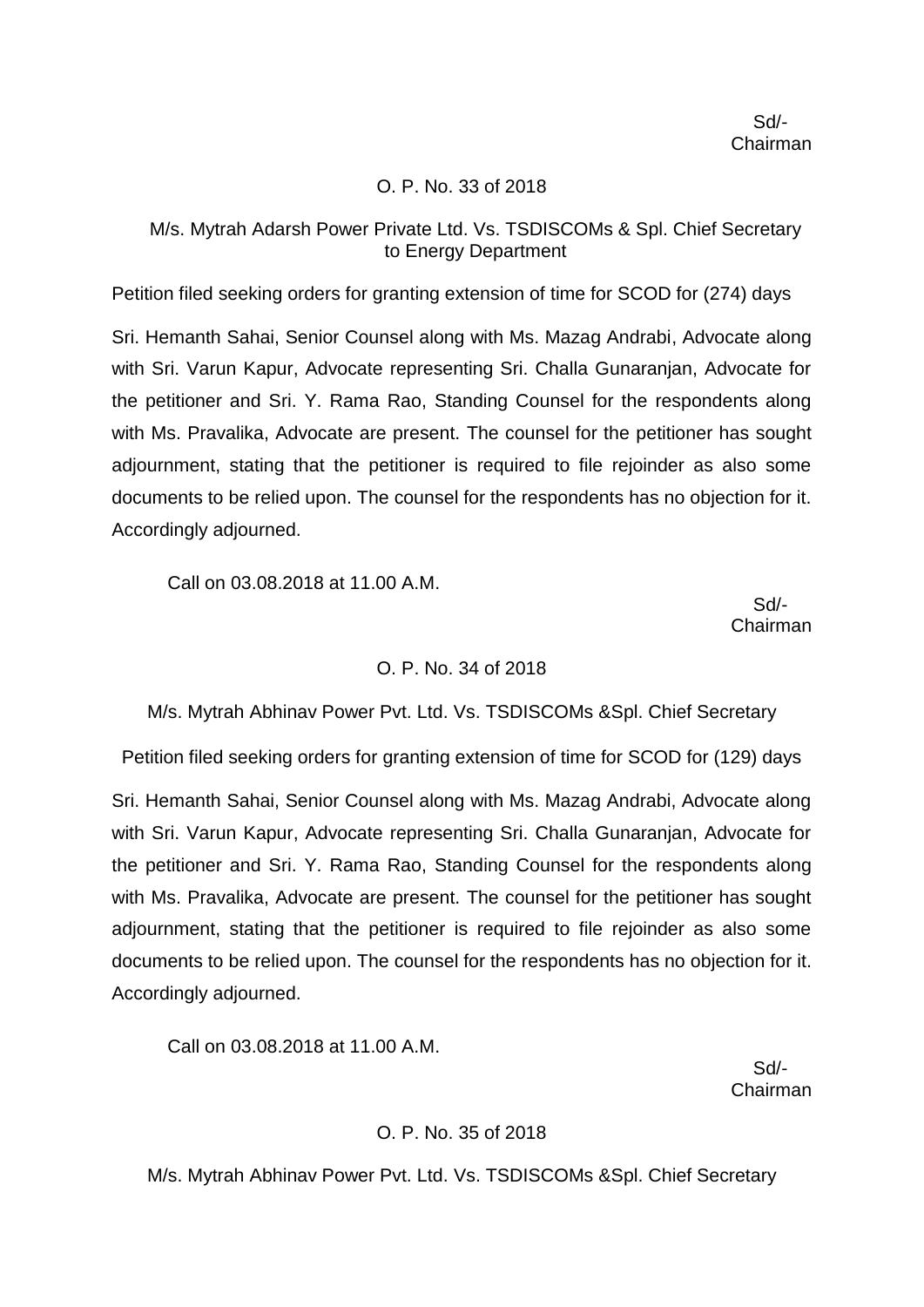Sd/-
Chairman

O. P. No. 33 of 2018

M/s. Mytrah Adarsh Power Private Ltd. Vs. TSDISCOMs & Spl. Chief Secretary to Energy Department

Petition filed seeking orders for granting extension of time for SCOD for (274) days

Sri. Hemanth Sahai, Senior Counsel along with Ms. Mazag Andrabi, Advocate along with Sri. Varun Kapur, Advocate representing Sri. Challa Gunaranjan, Advocate for the petitioner and Sri. Y. Rama Rao, Standing Counsel for the respondents along with Ms. Pravalika, Advocate are present. The counsel for the petitioner has sought adjournment, stating that the petitioner is required to file rejoinder as also some documents to be relied upon. The counsel for the respondents has no objection for it. Accordingly adjourned.

Call on 03.08.2018 at 11.00 A.M.

Sd/-
Chairman

O. P. No. 34 of 2018

M/s. Mytrah Abhinav Power Pvt. Ltd. Vs. TSDISCOMs &Spl. Chief Secretary

Petition filed seeking orders for granting extension of time for SCOD for (129) days

Sri. Hemanth Sahai, Senior Counsel along with Ms. Mazag Andrabi, Advocate along with Sri. Varun Kapur, Advocate representing Sri. Challa Gunaranjan, Advocate for the petitioner and Sri. Y. Rama Rao, Standing Counsel for the respondents along with Ms. Pravalika, Advocate are present. The counsel for the petitioner has sought adjournment, stating that the petitioner is required to file rejoinder as also some documents to be relied upon. The counsel for the respondents has no objection for it. Accordingly adjourned.

Call on 03.08.2018 at 11.00 A.M.

Sd/-
Chairman

O. P. No. 35 of 2018

M/s. Mytrah Abhinav Power Pvt. Ltd. Vs. TSDISCOMs &Spl. Chief Secretary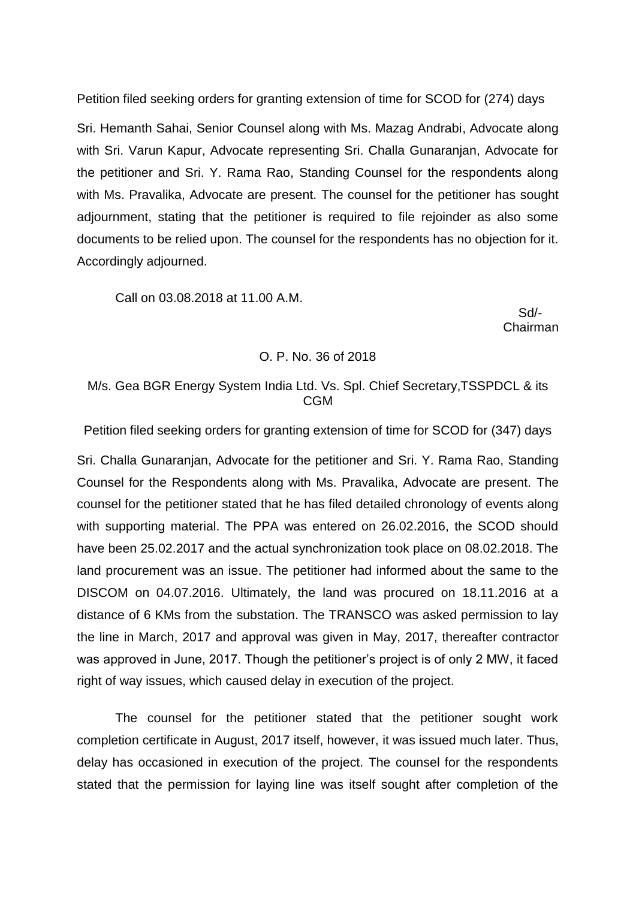Petition filed seeking orders for granting extension of time for SCOD for (274) days

Sri. Hemanth Sahai, Senior Counsel along with Ms. Mazag Andrabi, Advocate along with Sri. Varun Kapur, Advocate representing Sri. Challa Gunaranjan, Advocate for the petitioner and Sri. Y. Rama Rao, Standing Counsel for the respondents along with Ms. Pravalika, Advocate are present. The counsel for the petitioner has sought adjournment, stating that the petitioner is required to file rejoinder as also some documents to be relied upon. The counsel for the respondents has no objection for it. Accordingly adjourned.

Call on 03.08.2018 at 11.00 A.M.

Sd/-
Chairman

O. P. No. 36 of 2018

M/s. Gea BGR Energy System India Ltd. Vs. Spl. Chief Secretary,TSSPDCL & its CGM

Petition filed seeking orders for granting extension of time for SCOD for (347) days

Sri. Challa Gunaranjan, Advocate for the petitioner and Sri. Y. Rama Rao, Standing Counsel for the Respondents along with Ms. Pravalika, Advocate are present. The counsel for the petitioner stated that he has filed detailed chronology of events along with supporting material. The PPA was entered on 26.02.2016, the SCOD should have been 25.02.2017 and the actual synchronization took place on 08.02.2018. The land procurement was an issue. The petitioner had informed about the same to the DISCOM on 04.07.2016. Ultimately, the land was procured on 18.11.2016 at a distance of 6 KMs from the substation. The TRANSCO was asked permission to lay the line in March, 2017 and approval was given in May, 2017, thereafter contractor was approved in June, 2017. Though the petitioner's project is of only 2 MW, it faced right of way issues, which caused delay in execution of the project.

The counsel for the petitioner stated that the petitioner sought work completion certificate in August, 2017 itself, however, it was issued much later. Thus, delay has occasioned in execution of the project. The counsel for the respondents stated that the permission for laying line was itself sought after completion of the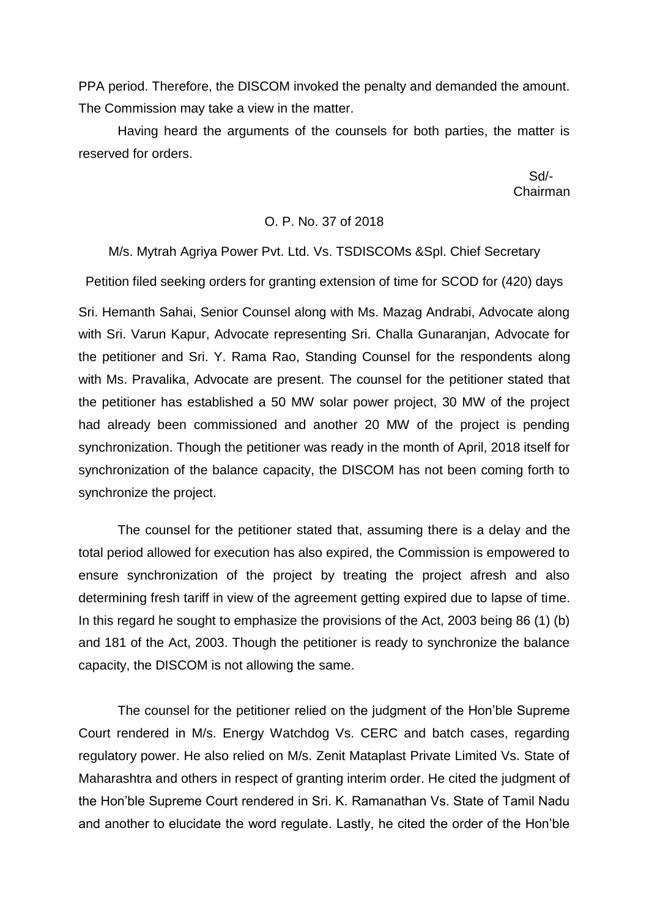PPA period. Therefore, the DISCOM invoked the penalty and demanded the amount. The Commission may take a view in the matter.

Having heard the arguments of the counsels for both parties, the matter is reserved for orders.

Sd/-
Chairman

O. P. No. 37 of 2018

M/s. Mytrah Agriya Power Pvt. Ltd. Vs. TSDISCOMs &Spl. Chief Secretary

Petition filed seeking orders for granting extension of time for SCOD for (420) days

Sri. Hemanth Sahai, Senior Counsel along with Ms. Mazag Andrabi, Advocate along with Sri. Varun Kapur, Advocate representing Sri. Challa Gunaranjan, Advocate for the petitioner and Sri. Y. Rama Rao, Standing Counsel for the respondents along with Ms. Pravalika, Advocate are present. The counsel for the petitioner stated that the petitioner has established a 50 MW solar power project, 30 MW of the project had already been commissioned and another 20 MW of the project is pending synchronization. Though the petitioner was ready in the month of April, 2018 itself for synchronization of the balance capacity, the DISCOM has not been coming forth to synchronize the project.

The counsel for the petitioner stated that, assuming there is a delay and the total period allowed for execution has also expired, the Commission is empowered to ensure synchronization of the project by treating the project afresh and also determining fresh tariff in view of the agreement getting expired due to lapse of time. In this regard he sought to emphasize the provisions of the Act, 2003 being 86 (1) (b) and 181 of the Act, 2003. Though the petitioner is ready to synchronize the balance capacity, the DISCOM is not allowing the same.

The counsel for the petitioner relied on the judgment of the Hon'ble Supreme Court rendered in M/s. Energy Watchdog Vs. CERC and batch cases, regarding regulatory power. He also relied on M/s. Zenit Mataplast Private Limited Vs. State of Maharashtra and others in respect of granting interim order. He cited the judgment of the Hon'ble Supreme Court rendered in Sri. K. Ramanathan Vs. State of Tamil Nadu and another to elucidate the word regulate. Lastly, he cited the order of the Hon'ble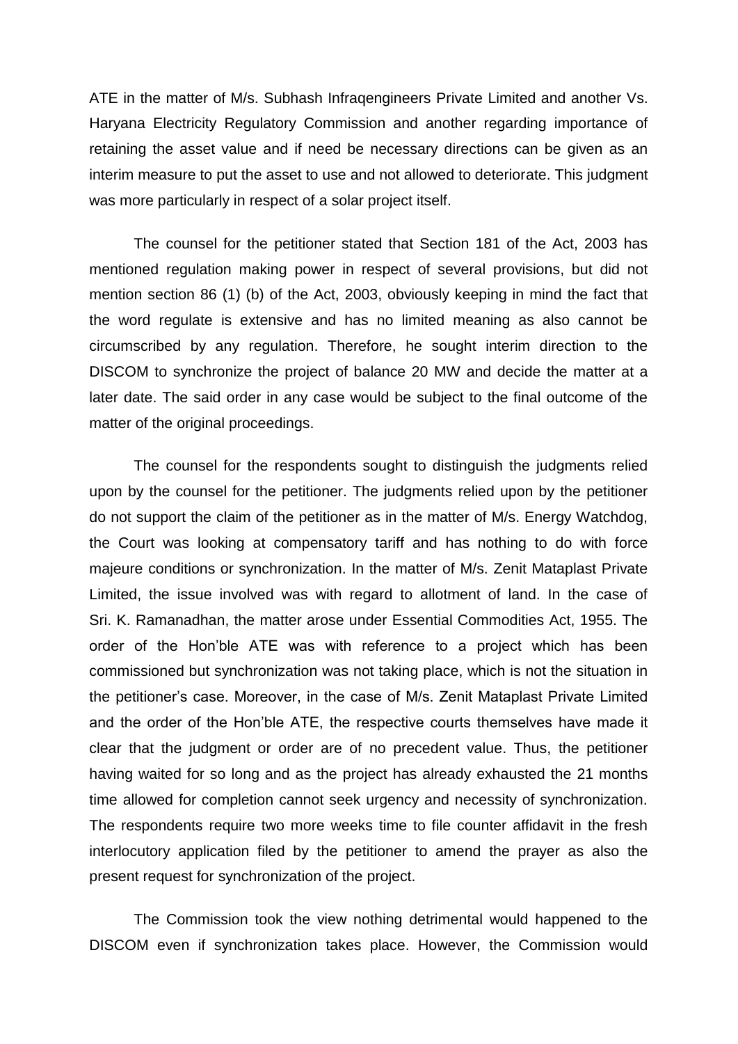ATE in the matter of M/s. Subhash Infraqengineers Private Limited and another Vs. Haryana Electricity Regulatory Commission and another regarding importance of retaining the asset value and if need be necessary directions can be given as an interim measure to put the asset to use and not allowed to deteriorate. This judgment was more particularly in respect of a solar project itself.

The counsel for the petitioner stated that Section 181 of the Act, 2003 has mentioned regulation making power in respect of several provisions, but did not mention section 86 (1) (b) of the Act, 2003, obviously keeping in mind the fact that the word regulate is extensive and has no limited meaning as also cannot be circumscribed by any regulation. Therefore, he sought interim direction to the DISCOM to synchronize the project of balance 20 MW and decide the matter at a later date. The said order in any case would be subject to the final outcome of the matter of the original proceedings.

The counsel for the respondents sought to distinguish the judgments relied upon by the counsel for the petitioner. The judgments relied upon by the petitioner do not support the claim of the petitioner as in the matter of M/s. Energy Watchdog, the Court was looking at compensatory tariff and has nothing to do with force majeure conditions or synchronization. In the matter of M/s. Zenit Mataplast Private Limited, the issue involved was with regard to allotment of land. In the case of Sri. K. Ramanadhan, the matter arose under Essential Commodities Act, 1955. The order of the Hon'ble ATE was with reference to a project which has been commissioned but synchronization was not taking place, which is not the situation in the petitioner's case. Moreover, in the case of M/s. Zenit Mataplast Private Limited and the order of the Hon'ble ATE, the respective courts themselves have made it clear that the judgment or order are of no precedent value. Thus, the petitioner having waited for so long and as the project has already exhausted the 21 months time allowed for completion cannot seek urgency and necessity of synchronization. The respondents require two more weeks time to file counter affidavit in the fresh interlocutory application filed by the petitioner to amend the prayer as also the present request for synchronization of the project.

The Commission took the view nothing detrimental would happened to the DISCOM even if synchronization takes place. However, the Commission would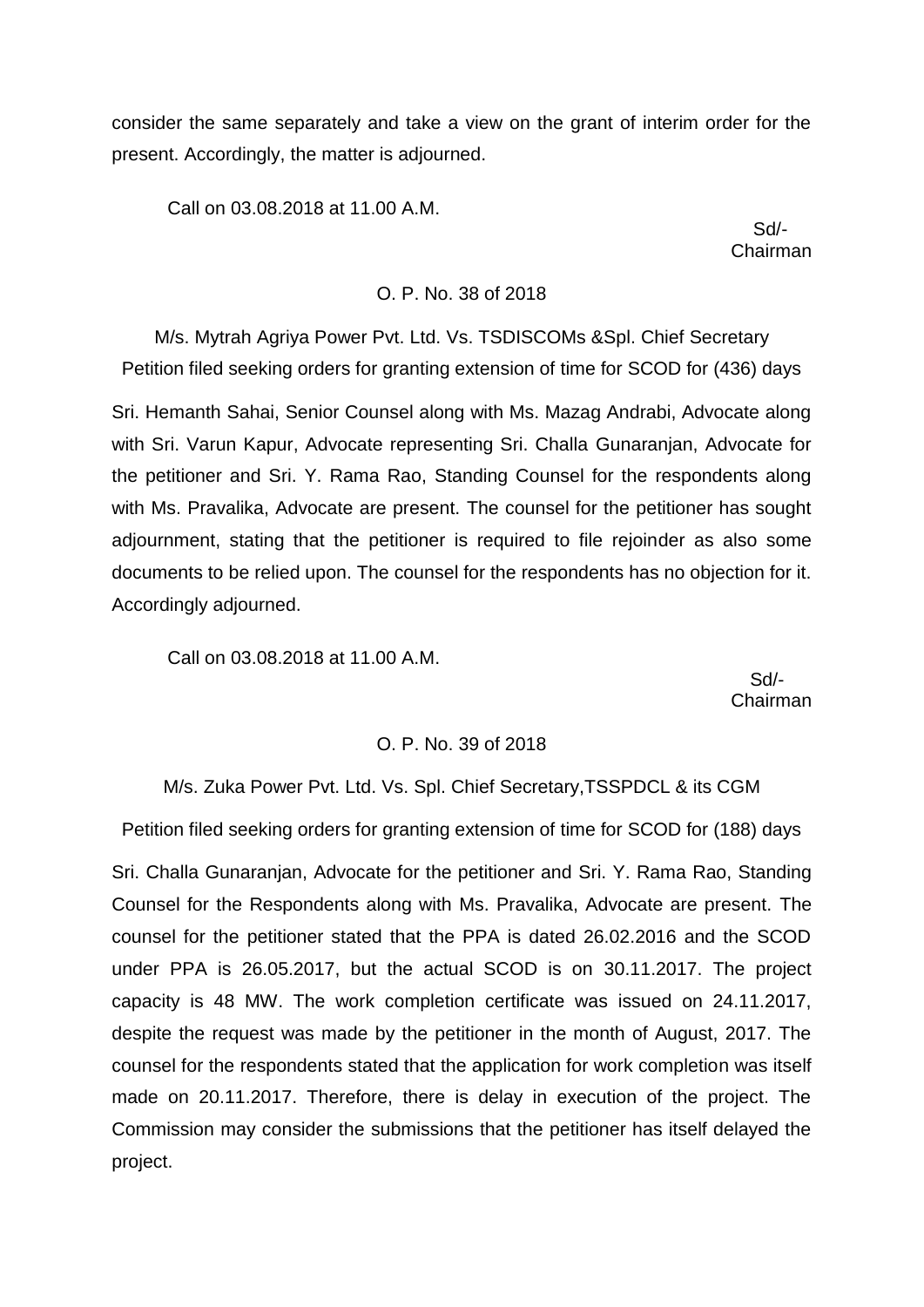consider the same separately and take a view on the grant of interim order for the present. Accordingly, the matter is adjourned.

Call on 03.08.2018 at 11.00 A.M.

Sd/-
Chairman

O. P. No. 38 of 2018

M/s. Mytrah Agriya Power Pvt. Ltd. Vs. TSDISCOMs &Spl. Chief Secretary
Petition filed seeking orders for granting extension of time for SCOD for (436) days

Sri. Hemanth Sahai, Senior Counsel along with Ms. Mazag Andrabi, Advocate along with Sri. Varun Kapur, Advocate representing Sri. Challa Gunaranjan, Advocate for the petitioner and Sri. Y. Rama Rao, Standing Counsel for the respondents along with Ms. Pravalika, Advocate are present. The counsel for the petitioner has sought adjournment, stating that the petitioner is required to file rejoinder as also some documents to be relied upon. The counsel for the respondents has no objection for it. Accordingly adjourned.

Call on 03.08.2018 at 11.00 A.M.

Sd/-
Chairman

O. P. No. 39 of 2018

M/s. Zuka Power Pvt. Ltd. Vs. Spl. Chief Secretary,TSSPDCL & its CGM

Petition filed seeking orders for granting extension of time for SCOD for (188) days

Sri. Challa Gunaranjan, Advocate for the petitioner and Sri. Y. Rama Rao, Standing Counsel for the Respondents along with Ms. Pravalika, Advocate are present. The counsel for the petitioner stated that the PPA is dated 26.02.2016 and the SCOD under PPA is 26.05.2017, but the actual SCOD is on 30.11.2017. The project capacity is 48 MW. The work completion certificate was issued on 24.11.2017, despite the request was made by the petitioner in the month of August, 2017. The counsel for the respondents stated that the application for work completion was itself made on 20.11.2017. Therefore, there is delay in execution of the project. The Commission may consider the submissions that the petitioner has itself delayed the project.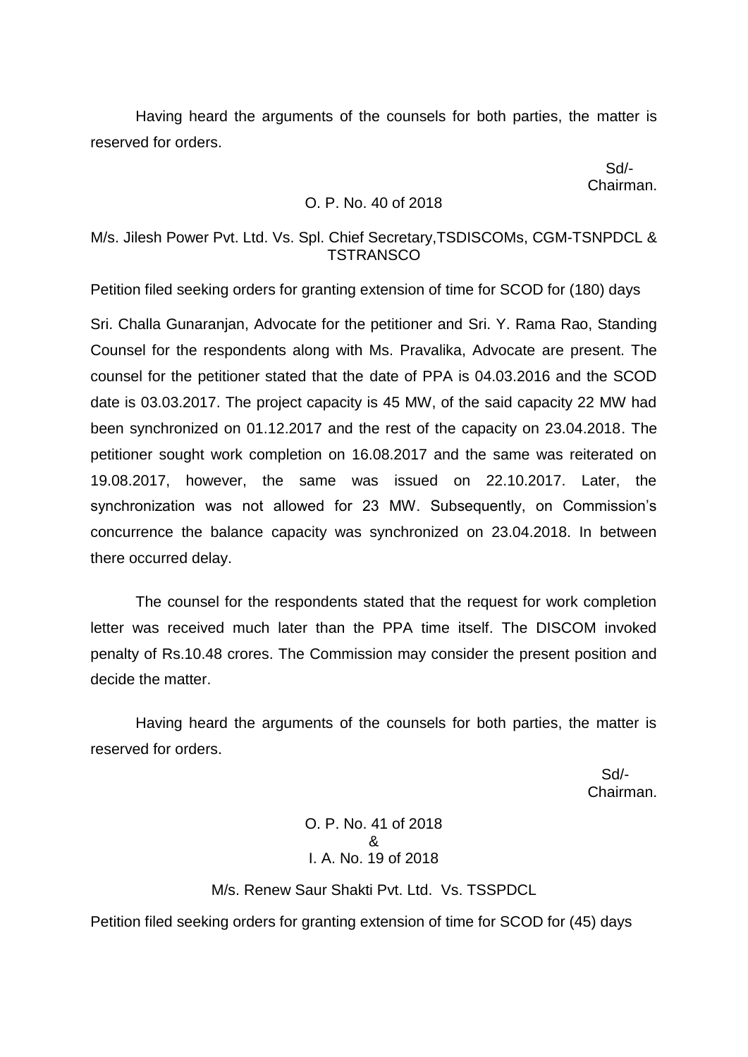Having heard the arguments of the counsels for both parties, the matter is reserved for orders.

Sd/-
Chairman.

O. P. No. 40 of 2018

M/s. Jilesh Power Pvt. Ltd. Vs. Spl. Chief Secretary,TSDISCOMs, CGM-TSNPDCL & TSTRANSCO

Petition filed seeking orders for granting extension of time for SCOD for (180) days

Sri. Challa Gunaranjan, Advocate for the petitioner and Sri. Y. Rama Rao, Standing Counsel for the respondents along with Ms. Pravalika, Advocate are present. The counsel for the petitioner stated that the date of PPA is 04.03.2016 and the SCOD date is 03.03.2017. The project capacity is 45 MW, of the said capacity 22 MW had been synchronized on 01.12.2017 and the rest of the capacity on 23.04.2018. The petitioner sought work completion on 16.08.2017 and the same was reiterated on 19.08.2017, however, the same was issued on 22.10.2017. Later, the synchronization was not allowed for 23 MW. Subsequently, on Commission's concurrence the balance capacity was synchronized on 23.04.2018. In between there occurred delay.

The counsel for the respondents stated that the request for work completion letter was received much later than the PPA time itself. The DISCOM invoked penalty of Rs.10.48 crores. The Commission may consider the present position and decide the matter.

Having heard the arguments of the counsels for both parties, the matter is reserved for orders.

Sd/-
Chairman.

O. P. No. 41 of 2018
&
I. A. No. 19 of 2018

M/s. Renew Saur Shakti Pvt. Ltd. Vs. TSSPDCL

Petition filed seeking orders for granting extension of time for SCOD for (45) days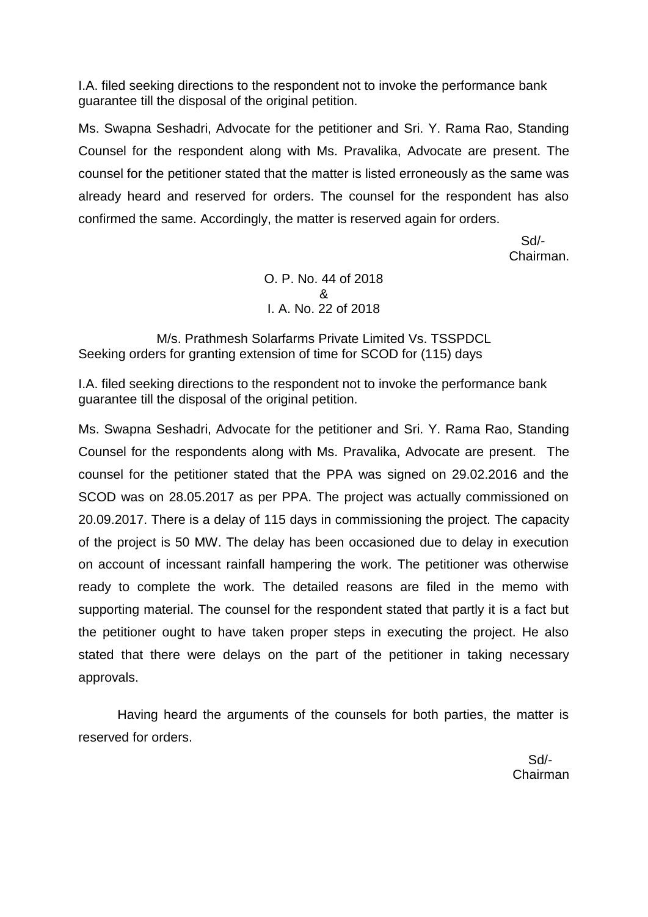I.A. filed seeking directions to the respondent not to invoke the performance bank guarantee till the disposal of the original petition.

Ms. Swapna Seshadri, Advocate for the petitioner and Sri. Y. Rama Rao, Standing Counsel for the respondent along with Ms. Pravalika, Advocate are present. The counsel for the petitioner stated that the matter is listed erroneously as the same was already heard and reserved for orders. The counsel for the respondent has also confirmed the same. Accordingly, the matter is reserved again for orders.

Sd/-
Chairman.

O. P. No. 44 of 2018
&
I. A. No. 22 of 2018

M/s. Prathmesh Solarfarms Private Limited Vs. TSSPDCL
Seeking orders for granting extension of time for SCOD for (115) days

I.A. filed seeking directions to the respondent not to invoke the performance bank guarantee till the disposal of the original petition.

Ms. Swapna Seshadri, Advocate for the petitioner and Sri. Y. Rama Rao, Standing Counsel for the respondents along with Ms. Pravalika, Advocate are present. The counsel for the petitioner stated that the PPA was signed on 29.02.2016 and the SCOD was on 28.05.2017 as per PPA. The project was actually commissioned on 20.09.2017. There is a delay of 115 days in commissioning the project. The capacity of the project is 50 MW. The delay has been occasioned due to delay in execution on account of incessant rainfall hampering the work. The petitioner was otherwise ready to complete the work. The detailed reasons are filed in the memo with supporting material. The counsel for the respondent stated that partly it is a fact but the petitioner ought to have taken proper steps in executing the project. He also stated that there were delays on the part of the petitioner in taking necessary approvals.

Having heard the arguments of the counsels for both parties, the matter is reserved for orders.

Sd/-
Chairman